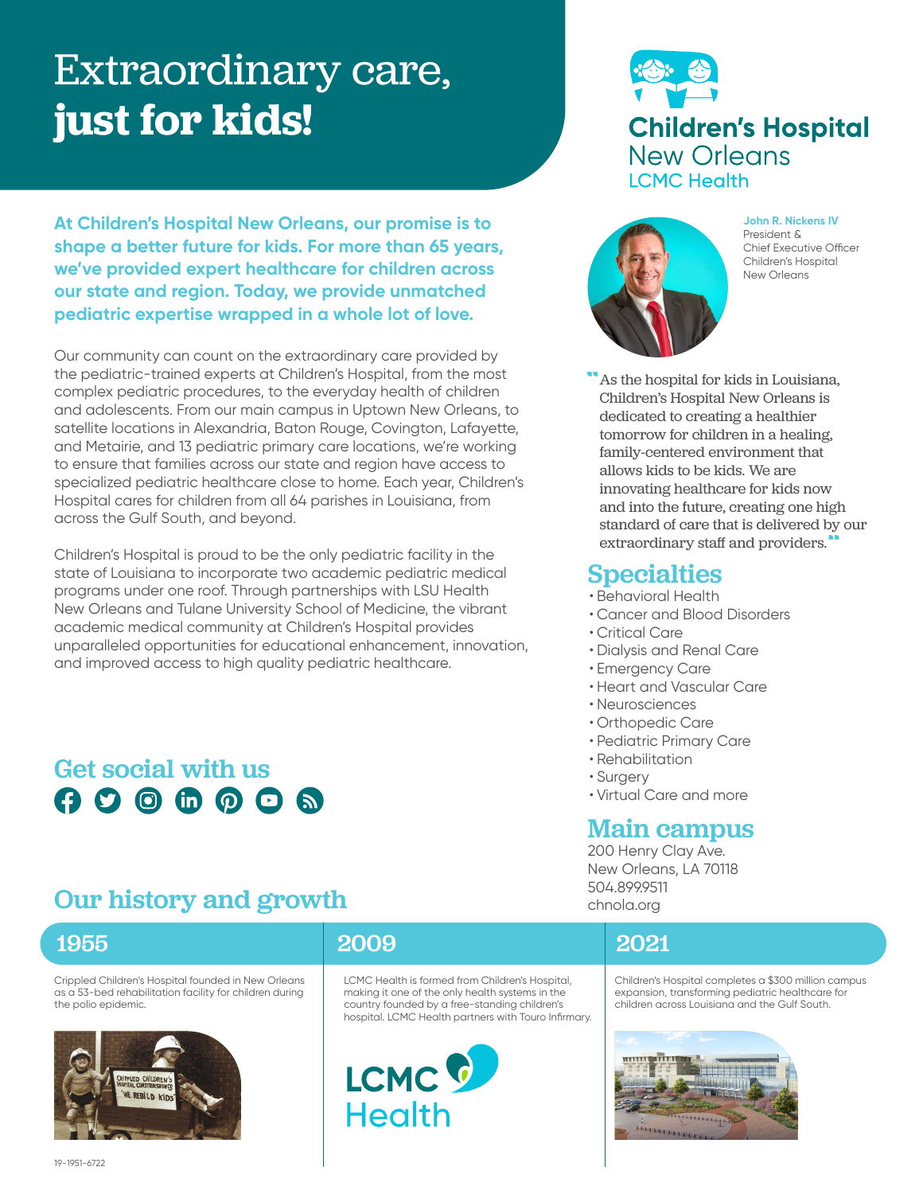# Extraordinary care, **just for kids!**

**Children's Hospital New Orleans**
**LCMC Health**

**At Children's Hospital New Orleans, our promise is to shape a better future for kids. For more than 65 years, we've provided expert healthcare for children across our state and region. Today, we provide unmatched pediatric expertise wrapped in a whole lot of love.**

Our community can count on the extraordinary care provided by the pediatric-trained experts at Children's Hospital, from the most complex pediatric procedures, to the everyday health of children and adolescents. From our main campus in Uptown New Orleans, to satellite locations in Alexandria, Baton Rouge, Covington, Lafayette, and Metairie, and 13 pediatric primary care locations, we're working to ensure that families across our state and region have access to specialized pediatric healthcare close to home. Each year, Children's Hospital cares for children from all 64 parishes in Louisiana, from across the Gulf South, and beyond.

Children's Hospital is proud to be the only pediatric facility in the state of Louisiana to incorporate two academic pediatric medical programs under one roof. Through partnerships with LSU Health New Orleans and Tulane University School of Medicine, the vibrant academic medical community at Children's Hospital provides unparalleled opportunities for educational enhancement, innovation, and improved access to high quality pediatric healthcare.

**John R. Nickens IV**
President & Chief Executive Officer
Children's Hospital New Orleans

"As the hospital for kids in Louisiana, Children's Hospital New Orleans is dedicated to creating a healthier tomorrow for children in a healing, family-centered environment that allows kids to be kids. We are innovating healthcare for kids now and into the future, creating one high standard of care that is delivered by our extraordinary staff and providers."

## Specialties

- Behavioral Health
- Cancer and Blood Disorders
- Critical Care
- Dialysis and Renal Care
- Emergency Care
- Heart and Vascular Care
- Neurosciences
- Orthopedic Care
- Pediatric Primary Care
- Rehabilitation
- Surgery
- Virtual Care and more

## Get social with us

## Main campus

200 Henry Clay Ave.
New Orleans, LA 70118
504.899.9511
chnola.org

## Our history and growth

### 1955

Crippled Children's Hospital founded in New Orleans as a 53-bed rehabilitation facility for children during the polio epidemic.

### 2009

LCMC Health is formed from Children's Hospital, making it one of the only health systems in the country founded by a free-standing children's hospital. LCMC Health partners with Touro Infirmary.

### 2021

Children's Hospital completes a $300 million campus expansion, transforming pediatric healthcare for children across Louisiana and the Gulf South.

19-1951-6722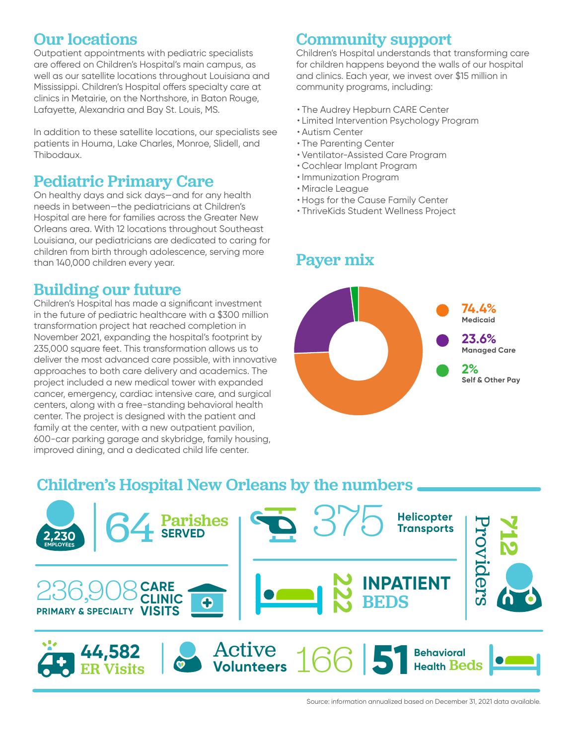## Our locations

Outpatient appointments with pediatric specialists are offered on Children's Hospital's main campus, as well as our satellite locations throughout Louisiana and Mississippi. Children's Hospital offers specialty care at clinics in Metairie, on the Northshore, in Baton Rouge, Lafayette, Alexandria and Bay St. Louis, MS.

In addition to these satellite locations, our specialists see patients in Houma, Lake Charles, Monroe, Slidell, and Thibodaux.

## Pediatric Primary Care

On healthy days and sick days—and for any health needs in between—the pediatricians at Children's Hospital are here for families across the Greater New Orleans area. With 12 locations throughout Southeast Louisiana, our pediatricians are dedicated to caring for children from birth through adolescence, serving more than 140,000 children every year.

## Building our future

Children's Hospital has made a significant investment in the future of pediatric healthcare with a $300 million transformation project hat reached completion in November 2021, expanding the hospital's footprint by 235,000 square feet. This transformation allows us to deliver the most advanced care possible, with innovative approaches to both care delivery and academics. The project included a new medical tower with expanded cancer, emergency, cardiac intensive care, and surgical centers, along with a free-standing behavioral health center. The project is designed with the patient and family at the center, with a new outpatient pavilion, 600-car parking garage and skybridge, family housing, improved dining, and a dedicated child life center.

## Community support

Children's Hospital understands that transforming care for children happens beyond the walls of our hospital and clinics. Each year, we invest over $15 million in community programs, including:

- The Audrey Hepburn CARE Center
- Limited Intervention Psychology Program
- Autism Center
- The Parenting Center
- Ventilator-Assisted Care Program
- Cochlear Implant Program
- Immunization Program
- Miracle League
- Hogs for the Cause Family Center
- ThriveKids Student Wellness Project

## Payer mix

74.4% Medicaid

23.6% Managed Care

2% Self & Other Pay

## Children's Hospital New Orleans by the numbers

2,230 EMPLOYEES

64 Parishes SERVED

375 Helicopter Transports

712 Providers

236,908 PRIMARY & SPECIALTY CARE CLINIC VISITS

222 INPATIENT BEDS

44,582 ER Visits

Active Volunteers 166

51 Behavioral Health Beds

Source: information annualized based on December 31, 2021 data available.